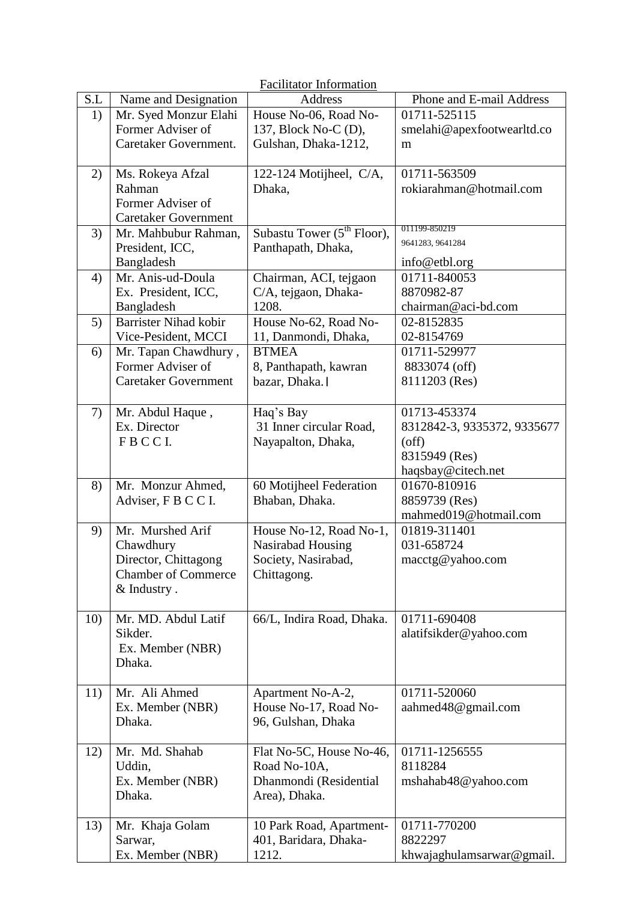<u>Facilitator Information</u>

| S.L | Name and Designation | Address | Phone and E-mail Address |
|---|---|---|---|
| 1) | Mr. Syed Monzur Elahi Former Adviser of Caretaker Government. | House No-06, Road No-137, Block No-C (D), Gulshan, Dhaka-1212, | 01711-525115 smelahi@apexfootwearltd.com |
| 2) | Ms. Rokeya Afzal Rahman Former Adviser of Caretaker Government | 122-124 Motijheel, C/A, Dhaka, | 01711-563509 rokiarahman@hotmail.com |
| 3) | Mr. Mahbubur Rahman, President, ICC, Bangladesh | Subastu Tower (5th Floor), Panthapath, Dhaka, | 011199-850219 9641283, 9641284 info@etbl.org |
| 4) | Mr. Anis-ud-Doula Ex. President, ICC, Bangladesh | Chairman, ACI, tejgaon C/A, tejgaon, Dhaka-1208. | 01711-840053 8870982-87 chairman@aci-bd.com |
| 5) | Barrister Nihad kobir Vice-Pesident, MCCI | House No-62, Road No-11, Danmondi, Dhaka, | 02-8152835 02-8154769 |
| 6) | Mr. Tapan Chawdhury , Former Adviser of Caretaker Government | BTMEA 8, Panthapath, kawran bazar, Dhaka.। | 01711-529977 8833074 (off) 8111203 (Res) |
| 7) | Mr. Abdul Haque , Ex. Director F B C C I. | Haq's Bay 31 Inner circular Road, Nayapalton, Dhaka, | 01713-453374 8312842-3, 9335372, 9335677 (off) 8315949 (Res) haqsbay@citech.net |
| 8) | Mr. Monzur Ahmed, Adviser, F B C C I. | 60 Motijheel Federation Bhaban, Dhaka. | 01670-810916 8859739 (Res) mahmed019@hotmail.com |
| 9) | Mr. Murshed Arif Chawdhury Director, Chittagong Chamber of Commerce & Industry . | House No-12, Road No-1, Nasirabad Housing Society, Nasirabad, Chittagong. | 01819-311401 031-658724 macctg@yahoo.com |
| 10) | Mr. MD. Abdul Latif Sikder. Ex. Member (NBR) Dhaka. | 66/L, Indira Road, Dhaka. | 01711-690408 alatifsikder@yahoo.com |
| 11) | Mr. Ali Ahmed Ex. Member (NBR) Dhaka. | Apartment No-A-2, House No-17, Road No-96, Gulshan, Dhaka | 01711-520060 aahmed48@gmail.com |
| 12) | Mr. Md. Shahab Uddin, Ex. Member (NBR) Dhaka. | Flat No-5C, House No-46, Road No-10A, Dhanmondi (Residential Area), Dhaka. | 01711-1256555 8118284 mshahab48@yahoo.com |
| 13) | Mr. Khaja Golam Sarwar, Ex. Member (NBR) | 10 Park Road, Apartment-401, Baridara, Dhaka-1212. | 01711-770200 8822297 khwajaghulamsarwar@gmail. |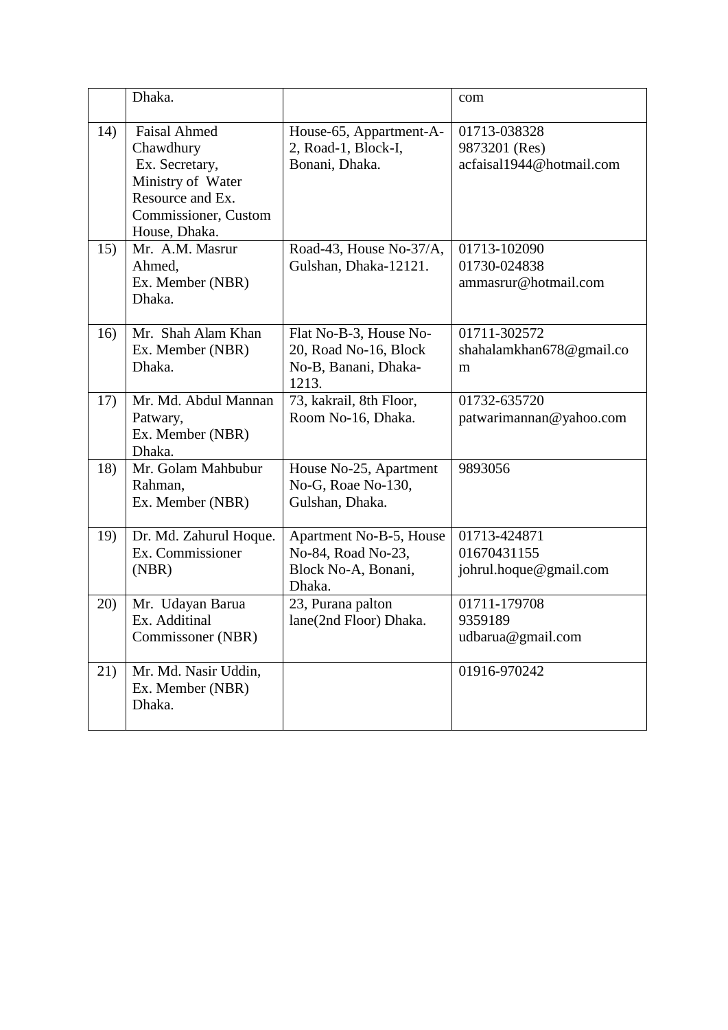| | | | |
|---|---|---|---|
| | Dhaka. | | com |
| 14) | Faisal Ahmed Chawdhury Ex. Secretary, Ministry of Water Resource and Ex. Commissioner, Custom House, Dhaka. | House-65, Appartment-A-2, Road-1, Block-I, Bonani, Dhaka. | 01713-038328<br>9873201 (Res)<br>acfaisal1944@hotmail.com |
| 15) | Mr. A.M. Masrur Ahmed, Ex. Member (NBR) Dhaka. | Road-43, House No-37/A, Gulshan, Dhaka-12121. | 01713-102090<br>01730-024838<br>ammasrur@hotmail.com |
| 16) | Mr. Shah Alam Khan Ex. Member (NBR) Dhaka. | Flat No-B-3, House No-20, Road No-16, Block No-B, Banani, Dhaka-1213. | 01711-302572<br>shahalamkhan678@gmail.com |
| 17) | Mr. Md. Abdul Mannan Patwary, Ex. Member (NBR) Dhaka. | 73, kakrail, 8th Floor, Room No-16, Dhaka. | 01732-635720<br>patwarimannan@yahoo.com |
| 18) | Mr. Golam Mahbubur Rahman, Ex. Member (NBR) | House No-25, Apartment No-G, Roae No-130, Gulshan, Dhaka. | 9893056 |
| 19) | Dr. Md. Zahurul Hoque. Ex. Commissioner (NBR) | Apartment No-B-5, House No-84, Road No-23, Block No-A, Bonani, Dhaka. | 01713-424871<br>01670431155<br>johrul.hoque@gmail.com |
| 20) | Mr. Udayan Barua Ex. Additinal Commissoner (NBR) | 23, Purana palton lane(2nd Floor) Dhaka. | 01711-179708<br>9359189<br>udbarua@gmail.com |
| 21) | Mr. Md. Nasir Uddin, Ex. Member (NBR) Dhaka. | | 01916-970242 |